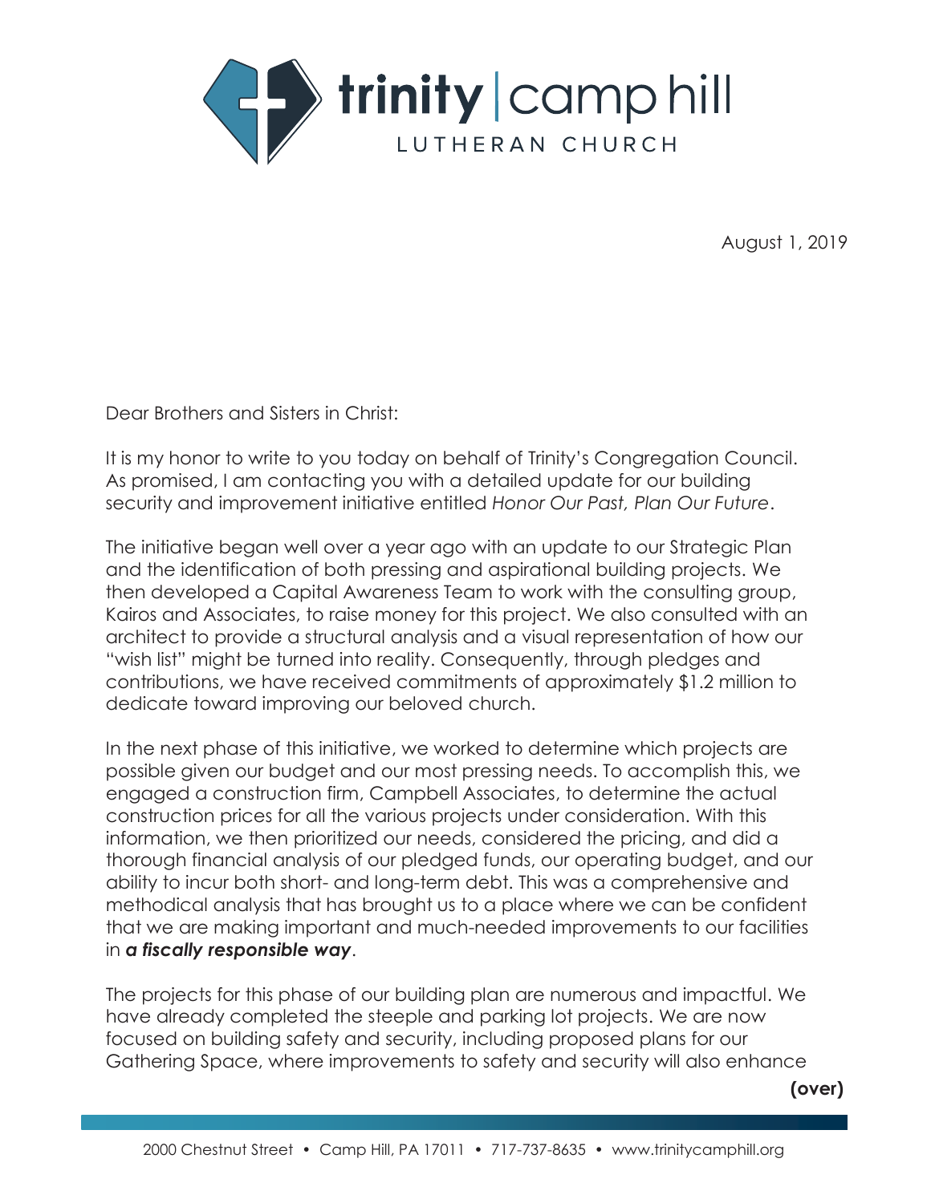**trinity | camp hill**
LUTHERAN CHURCH

August 1, 2019

Dear Brothers and Sisters in Christ:

It is my honor to write to you today on behalf of Trinity's Congregation Council. As promised, I am contacting you with a detailed update for our building security and improvement initiative entitled *Honor Our Past, Plan Our Future*.

The initiative began well over a year ago with an update to our Strategic Plan and the identification of both pressing and aspirational building projects. We then developed a Capital Awareness Team to work with the consulting group, Kairos and Associates, to raise money for this project. We also consulted with an architect to provide a structural analysis and a visual representation of how our "wish list" might be turned into reality. Consequently, through pledges and contributions, we have received commitments of approximately $1.2 million to dedicate toward improving our beloved church.

In the next phase of this initiative, we worked to determine which projects are possible given our budget and our most pressing needs. To accomplish this, we engaged a construction firm, Campbell Associates, to determine the actual construction prices for all the various projects under consideration. With this information, we then prioritized our needs, considered the pricing, and did a thorough financial analysis of our pledged funds, our operating budget, and our ability to incur both short- and long-term debt. This was a comprehensive and methodical analysis that has brought us to a place where we can be confident that we are making important and much-needed improvements to our facilities in ***a fiscally responsible way***.

The projects for this phase of our building plan are numerous and impactful. We have already completed the steeple and parking lot projects. We are now focused on building safety and security, including proposed plans for our Gathering Space, where improvements to safety and security will also enhance

**(over)**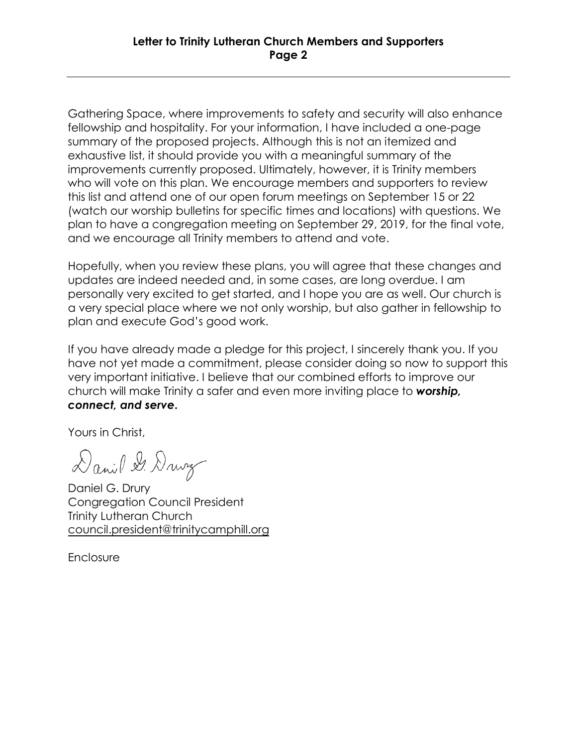Gathering Space, where improvements to safety and security will also enhance fellowship and hospitality. For your information, I have included a one-page summary of the proposed projects. Although this is not an itemized and exhaustive list, it should provide you with a meaningful summary of the improvements currently proposed. Ultimately, however, it is Trinity members who will vote on this plan. We encourage members and supporters to review this list and attend one of our open forum meetings on September 15 or 22 (watch our worship bulletins for specific times and locations) with questions. We plan to have a congregation meeting on September 29, 2019, for the final vote, and we encourage all Trinity members to attend and vote.

Hopefully, when you review these plans, you will agree that these changes and updates are indeed needed and, in some cases, are long overdue. I am personally very excited to get started, and I hope you are as well. Our church is a very special place where we not only worship, but also gather in fellowship to plan and execute God's good work.

If you have already made a pledge for this project, I sincerely thank you. If you have not yet made a commitment, please consider doing so now to support this very important initiative. I believe that our combined efforts to improve our church will make Trinity a safer and even more inviting place to ***worship, connect, and serve.***

Yours in Christ,

Daniel G. Drury

Daniel G. Drury
Congregation Council President
Trinity Lutheran Church
council.president@trinitycamphill.org

Enclosure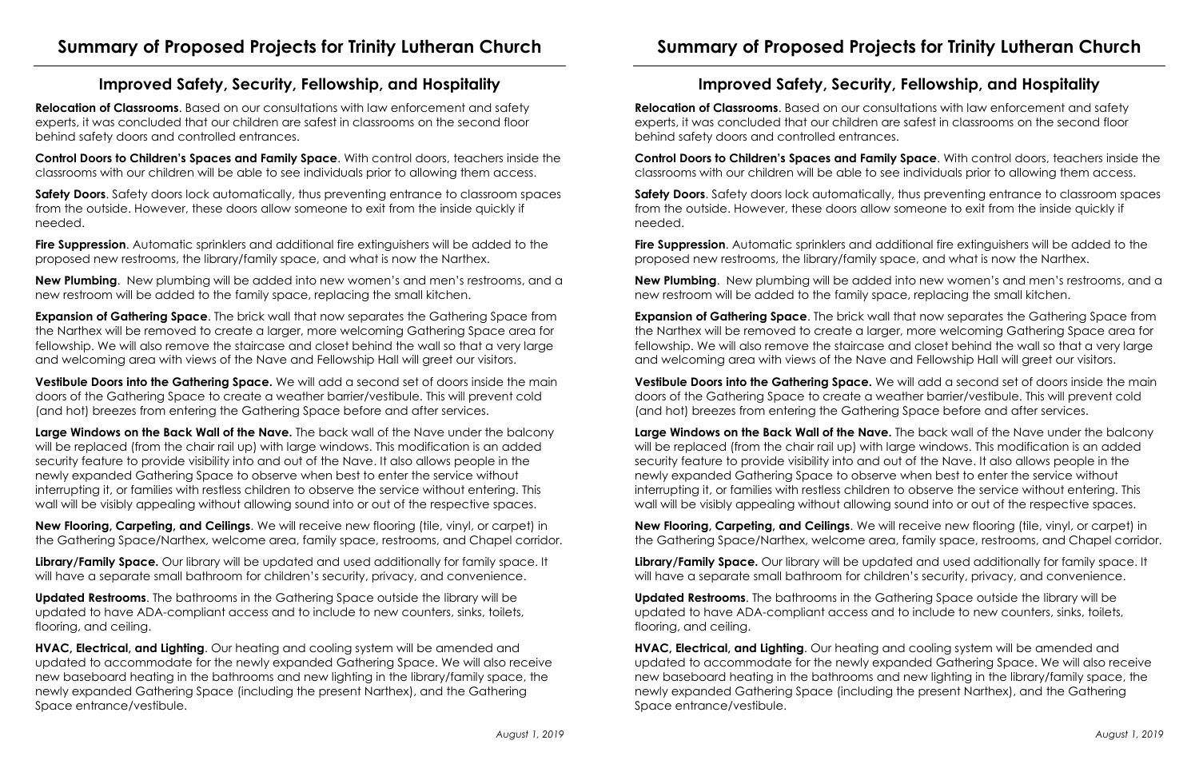# Summary of Proposed Projects for Trinity Lutheran Church

## Improved Safety, Security, Fellowship, and Hospitality

**Relocation of Classrooms**. Based on our consultations with law enforcement and safety experts, it was concluded that our children are safest in classrooms on the second floor behind safety doors and controlled entrances.

**Control Doors to Children's Spaces and Family Space**. With control doors, teachers inside the classrooms with our children will be able to see individuals prior to allowing them access.

**Safety Doors**. Safety doors lock automatically, thus preventing entrance to classroom spaces from the outside. However, these doors allow someone to exit from the inside quickly if needed.

**Fire Suppression**. Automatic sprinklers and additional fire extinguishers will be added to the proposed new restrooms, the library/family space, and what is now the Narthex.

**New Plumbing**. New plumbing will be added into new women's and men's restrooms, and a new restroom will be added to the family space, replacing the small kitchen.

**Expansion of Gathering Space**. The brick wall that now separates the Gathering Space from the Narthex will be removed to create a larger, more welcoming Gathering Space area for fellowship. We will also remove the staircase and closet behind the wall so that a very large and welcoming area with views of the Nave and Fellowship Hall will greet our visitors.

**Vestibule Doors into the Gathering Space.** We will add a second set of doors inside the main doors of the Gathering Space to create a weather barrier/vestibule. This will prevent cold (and hot) breezes from entering the Gathering Space before and after services.

**Large Windows on the Back Wall of the Nave.** The back wall of the Nave under the balcony will be replaced (from the chair rail up) with large windows. This modification is an added security feature to provide visibility into and out of the Nave. It also allows people in the newly expanded Gathering Space to observe when best to enter the service without interrupting it, or families with restless children to observe the service without entering. This wall will be visibly appealing without allowing sound into or out of the respective spaces.

**New Flooring, Carpeting, and Ceilings**. We will receive new flooring (tile, vinyl, or carpet) in the Gathering Space/Narthex, welcome area, family space, restrooms, and Chapel corridor.

**Library/Family Space.** Our library will be updated and used additionally for family space. It will have a separate small bathroom for children's security, privacy, and convenience.

**Updated Restrooms**. The bathrooms in the Gathering Space outside the library will be updated to have ADA-compliant access and to include to new counters, sinks, toilets, flooring, and ceiling.

**HVAC, Electrical, and Lighting**. Our heating and cooling system will be amended and updated to accommodate for the newly expanded Gathering Space. We will also receive new baseboard heating in the bathrooms and new lighting in the library/family space, the newly expanded Gathering Space (including the present Narthex), and the Gathering Space entrance/vestibule.

# Summary of Proposed Projects for Trinity Lutheran Church

## Improved Safety, Security, Fellowship, and Hospitality

**Relocation of Classrooms**. Based on our consultations with law enforcement and safety experts, it was concluded that our children are safest in classrooms on the second floor behind safety doors and controlled entrances.

**Control Doors to Children's Spaces and Family Space**. With control doors, teachers inside the classrooms with our children will be able to see individuals prior to allowing them access.

**Safety Doors**. Safety doors lock automatically, thus preventing entrance to classroom spaces from the outside. However, these doors allow someone to exit from the inside quickly if needed.

**Fire Suppression**. Automatic sprinklers and additional fire extinguishers will be added to the proposed new restrooms, the library/family space, and what is now the Narthex.

**New Plumbing**. New plumbing will be added into new women's and men's restrooms, and a new restroom will be added to the family space, replacing the small kitchen.

**Expansion of Gathering Space**. The brick wall that now separates the Gathering Space from the Narthex will be removed to create a larger, more welcoming Gathering Space area for fellowship. We will also remove the staircase and closet behind the wall so that a very large and welcoming area with views of the Nave and Fellowship Hall will greet our visitors.

**Vestibule Doors into the Gathering Space.** We will add a second set of doors inside the main doors of the Gathering Space to create a weather barrier/vestibule. This will prevent cold (and hot) breezes from entering the Gathering Space before and after services.

**Large Windows on the Back Wall of the Nave.** The back wall of the Nave under the balcony will be replaced (from the chair rail up) with large windows. This modification is an added security feature to provide visibility into and out of the Nave. It also allows people in the newly expanded Gathering Space to observe when best to enter the service without interrupting it, or families with restless children to observe the service without entering. This wall will be visibly appealing without allowing sound into or out of the respective spaces.

**New Flooring, Carpeting, and Ceilings**. We will receive new flooring (tile, vinyl, or carpet) in the Gathering Space/Narthex, welcome area, family space, restrooms, and Chapel corridor.

**Library/Family Space.** Our library will be updated and used additionally for family space. It will have a separate small bathroom for children's security, privacy, and convenience.

**Updated Restrooms**. The bathrooms in the Gathering Space outside the library will be updated to have ADA-compliant access and to include to new counters, sinks, toilets, flooring, and ceiling.

**HVAC, Electrical, and Lighting**. Our heating and cooling system will be amended and updated to accommodate for the newly expanded Gathering Space. We will also receive new baseboard heating in the bathrooms and new lighting in the library/family space, the newly expanded Gathering Space (including the present Narthex), and the Gathering Space entrance/vestibule.